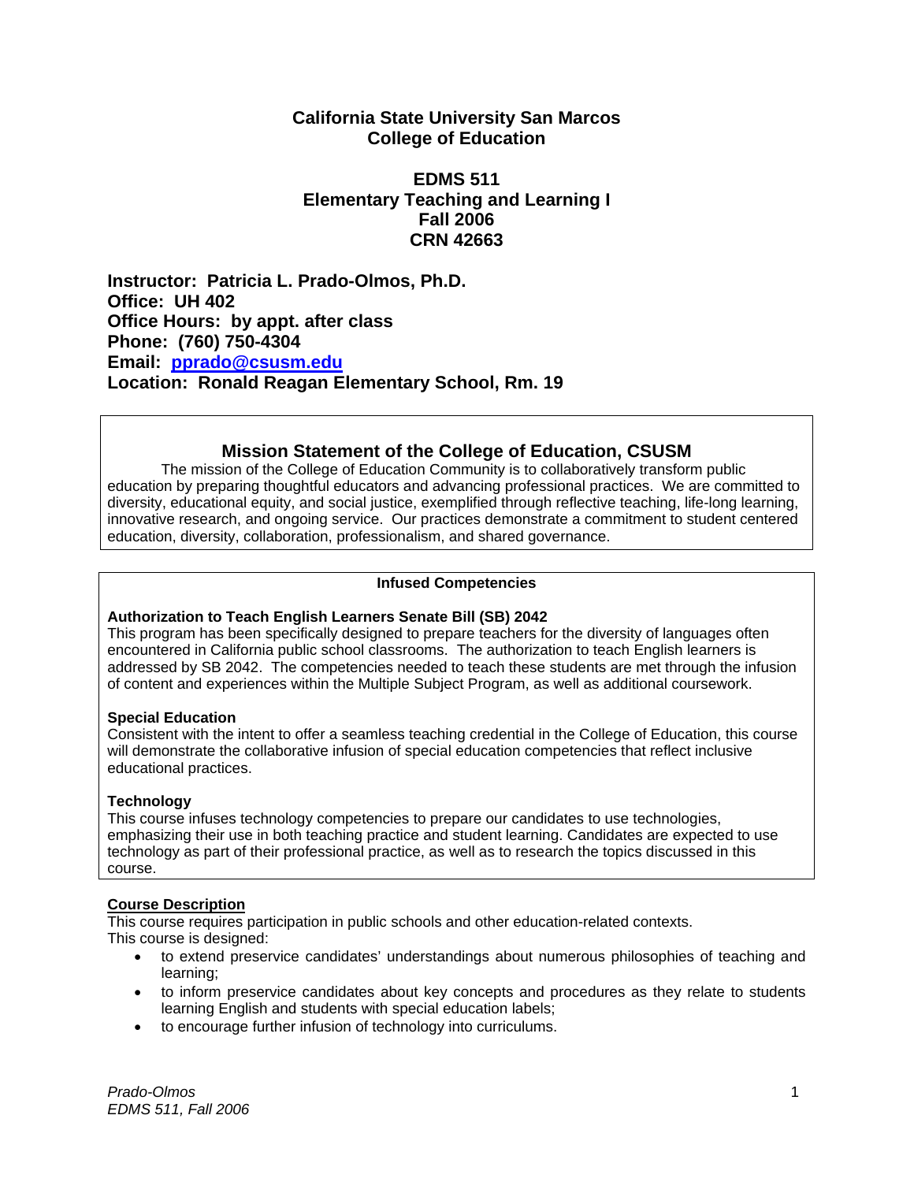# California State University San Marcos
# College of Education

## EDMS 511
## Elementary Teaching and Learning I
## Fall 2006
## CRN 42663

**Instructor: Patricia L. Prado-Olmos, Ph.D.**
**Office: UH 402**
**Office Hours: by appt. after class**
**Phone: (760) 750-4304**
**Email: pprado@csusm.edu**
**Location: Ronald Reagan Elementary School, Rm. 19**

## Mission Statement of the College of Education, CSUSM

The mission of the College of Education Community is to collaboratively transform public education by preparing thoughtful educators and advancing professional practices. We are committed to diversity, educational equity, and social justice, exemplified through reflective teaching, life-long learning, innovative research, and ongoing service. Our practices demonstrate a commitment to student centered education, diversity, collaboration, professionalism, and shared governance.

**Infused Competencies**

**Authorization to Teach English Learners Senate Bill (SB) 2042**
This program has been specifically designed to prepare teachers for the diversity of languages often encountered in California public school classrooms. The authorization to teach English learners is addressed by SB 2042. The competencies needed to teach these students are met through the infusion of content and experiences within the Multiple Subject Program, as well as additional coursework.

**Special Education**
Consistent with the intent to offer a seamless teaching credential in the College of Education, this course will demonstrate the collaborative infusion of special education competencies that reflect inclusive educational practices.

**Technology**
This course infuses technology competencies to prepare our candidates to use technologies, emphasizing their use in both teaching practice and student learning. Candidates are expected to use technology as part of their professional practice, as well as to research the topics discussed in this course.

**Course Description**
This course requires participation in public schools and other education-related contexts.
This course is designed:

- to extend preservice candidates' understandings about numerous philosophies of teaching and learning;
- to inform preservice candidates about key concepts and procedures as they relate to students learning English and students with special education labels;
- to encourage further infusion of technology into curriculums.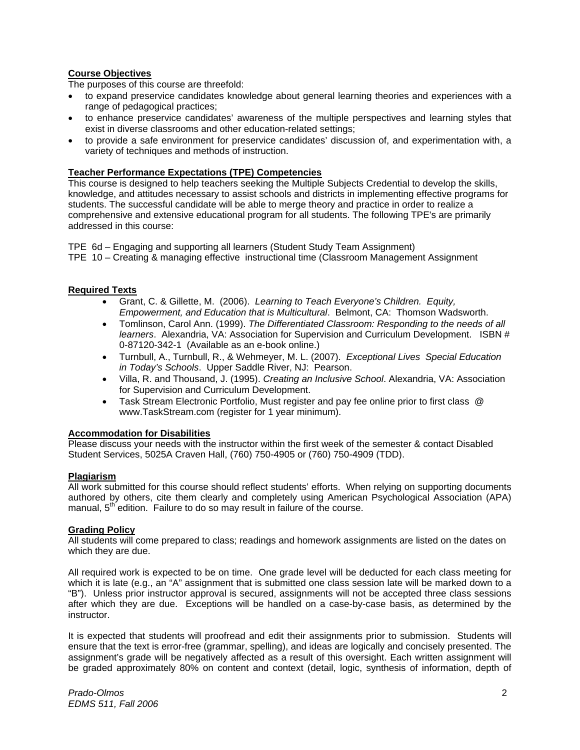**Course Objectives**

The purposes of this course are threefold:

- to expand preservice candidates knowledge about general learning theories and experiences with a range of pedagogical practices;
- to enhance preservice candidates' awareness of the multiple perspectives and learning styles that exist in diverse classrooms and other education-related settings;
- to provide a safe environment for preservice candidates' discussion of, and experimentation with, a variety of techniques and methods of instruction.

**Teacher Performance Expectations (TPE) Competencies**

This course is designed to help teachers seeking the Multiple Subjects Credential to develop the skills, knowledge, and attitudes necessary to assist schools and districts in implementing effective programs for students. The successful candidate will be able to merge theory and practice in order to realize a comprehensive and extensive educational program for all students. The following TPE's are primarily addressed in this course:

TPE 6d – Engaging and supporting all learners (Student Study Team Assignment)
TPE 10 – Creating & managing effective instructional time (Classroom Management Assignment

**Required Texts**

- Grant, C. & Gillette, M. (2006). *Learning to Teach Everyone's Children. Equity, Empowerment, and Education that is Multicultural*. Belmont, CA: Thomson Wadsworth.
- Tomlinson, Carol Ann. (1999). *The Differentiated Classroom: Responding to the needs of all learners*. Alexandria, VA: Association for Supervision and Curriculum Development. ISBN # 0-87120-342-1 (Available as an e-book online.)
- Turnbull, A., Turnbull, R., & Wehmeyer, M. L. (2007). *Exceptional Lives Special Education in Today's Schools*. Upper Saddle River, NJ: Pearson.
- Villa, R. and Thousand, J. (1995). *Creating an Inclusive School*. Alexandria, VA: Association for Supervision and Curriculum Development.
- Task Stream Electronic Portfolio, Must register and pay fee online prior to first class @ www.TaskStream.com (register for 1 year minimum).

**Accommodation for Disabilities**

Please discuss your needs with the instructor within the first week of the semester & contact Disabled Student Services, 5025A Craven Hall, (760) 750-4905 or (760) 750-4909 (TDD).

**Plagiarism**

All work submitted for this course should reflect students' efforts. When relying on supporting documents authored by others, cite them clearly and completely using American Psychological Association (APA) manual, 5th edition. Failure to do so may result in failure of the course.

**Grading Policy**

All students will come prepared to class; readings and homework assignments are listed on the dates on which they are due.

All required work is expected to be on time. One grade level will be deducted for each class meeting for which it is late (e.g., an "A" assignment that is submitted one class session late will be marked down to a "B"). Unless prior instructor approval is secured, assignments will not be accepted three class sessions after which they are due. Exceptions will be handled on a case-by-case basis, as determined by the instructor.

It is expected that students will proofread and edit their assignments prior to submission. Students will ensure that the text is error-free (grammar, spelling), and ideas are logically and concisely presented. The assignment's grade will be negatively affected as a result of this oversight. Each written assignment will be graded approximately 80% on content and context (detail, logic, synthesis of information, depth of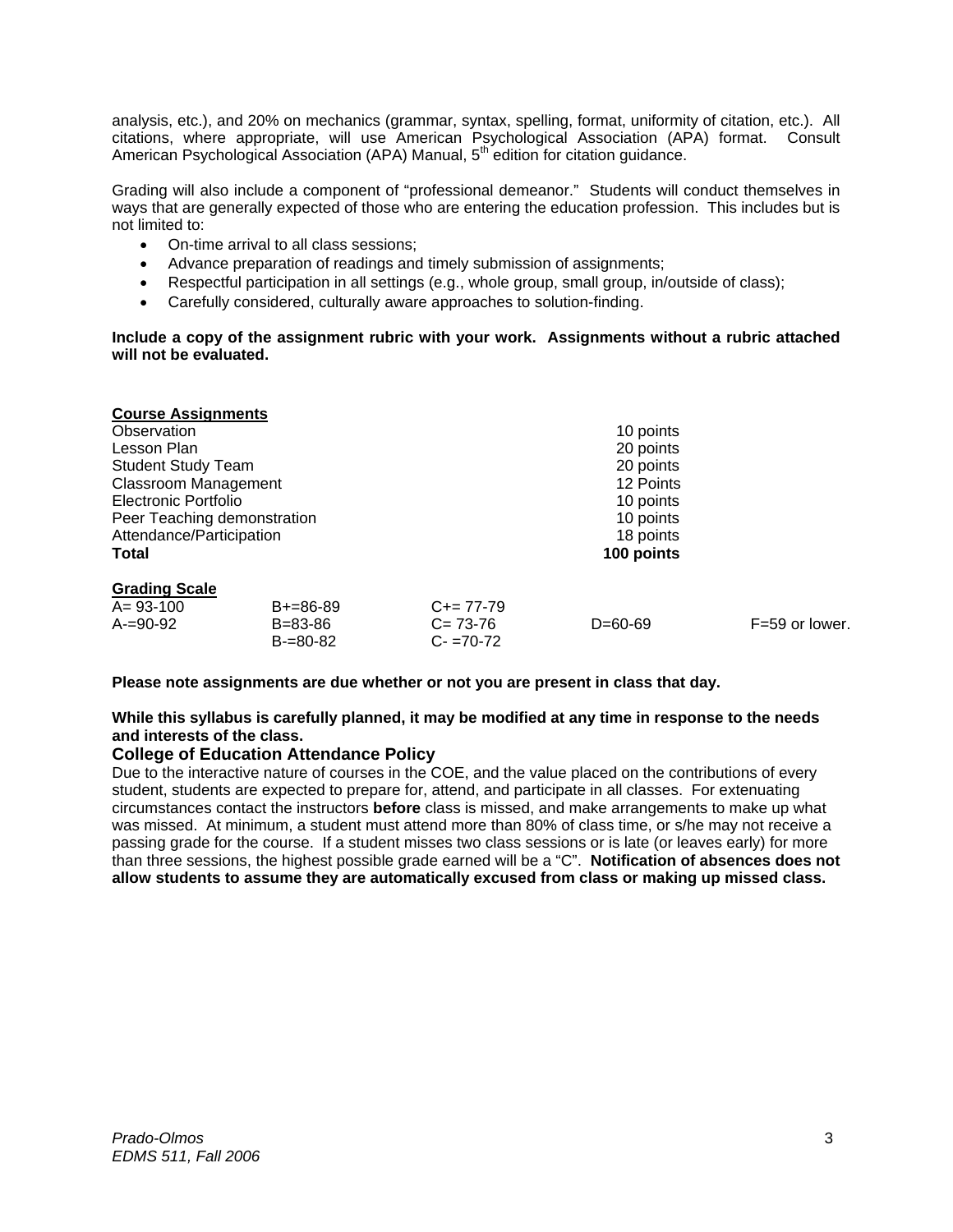analysis, etc.), and 20% on mechanics (grammar, syntax, spelling, format, uniformity of citation, etc.). All citations, where appropriate, will use American Psychological Association (APA) format. Consult American Psychological Association (APA) Manual, 5th edition for citation guidance.

Grading will also include a component of "professional demeanor." Students will conduct themselves in ways that are generally expected of those who are entering the education profession. This includes but is not limited to:

- On-time arrival to all class sessions;
- Advance preparation of readings and timely submission of assignments;
- Respectful participation in all settings (e.g., whole group, small group, in/outside of class);
- Carefully considered, culturally aware approaches to solution-finding.

**Include a copy of the assignment rubric with your work. Assignments without a rubric attached will not be evaluated.**

**Course Assignments**

| | |
|---|---|
| Observation | 10 points |
| Lesson Plan | 20 points |
| Student Study Team | 20 points |
| Classroom Management | 12 Points |
| Electronic Portfolio | 10 points |
| Peer Teaching demonstration | 10 points |
| Attendance/Participation | 18 points |
| **Total** | **100 points** |

**Grading Scale**

| | | | | |
|---|---|---|---|---|
| A= 93-100 | B+=86-89 | C+= 77-79 | | |
| A-=90-92 | B=83-86 | C= 73-76 | D=60-69 | F=59 or lower. |
| | B-=80-82 | C- =70-72 | | |

**Please note assignments are due whether or not you are present in class that day.**

**While this syllabus is carefully planned, it may be modified at any time in response to the needs and interests of the class.**

### College of Education Attendance Policy

Due to the interactive nature of courses in the COE, and the value placed on the contributions of every student, students are expected to prepare for, attend, and participate in all classes. For extenuating circumstances contact the instructors **before** class is missed, and make arrangements to make up what was missed. At minimum, a student must attend more than 80% of class time, or s/he may not receive a passing grade for the course. If a student misses two class sessions or is late (or leaves early) for more than three sessions, the highest possible grade earned will be a "C". **Notification of absences does not allow students to assume they are automatically excused from class or making up missed class.**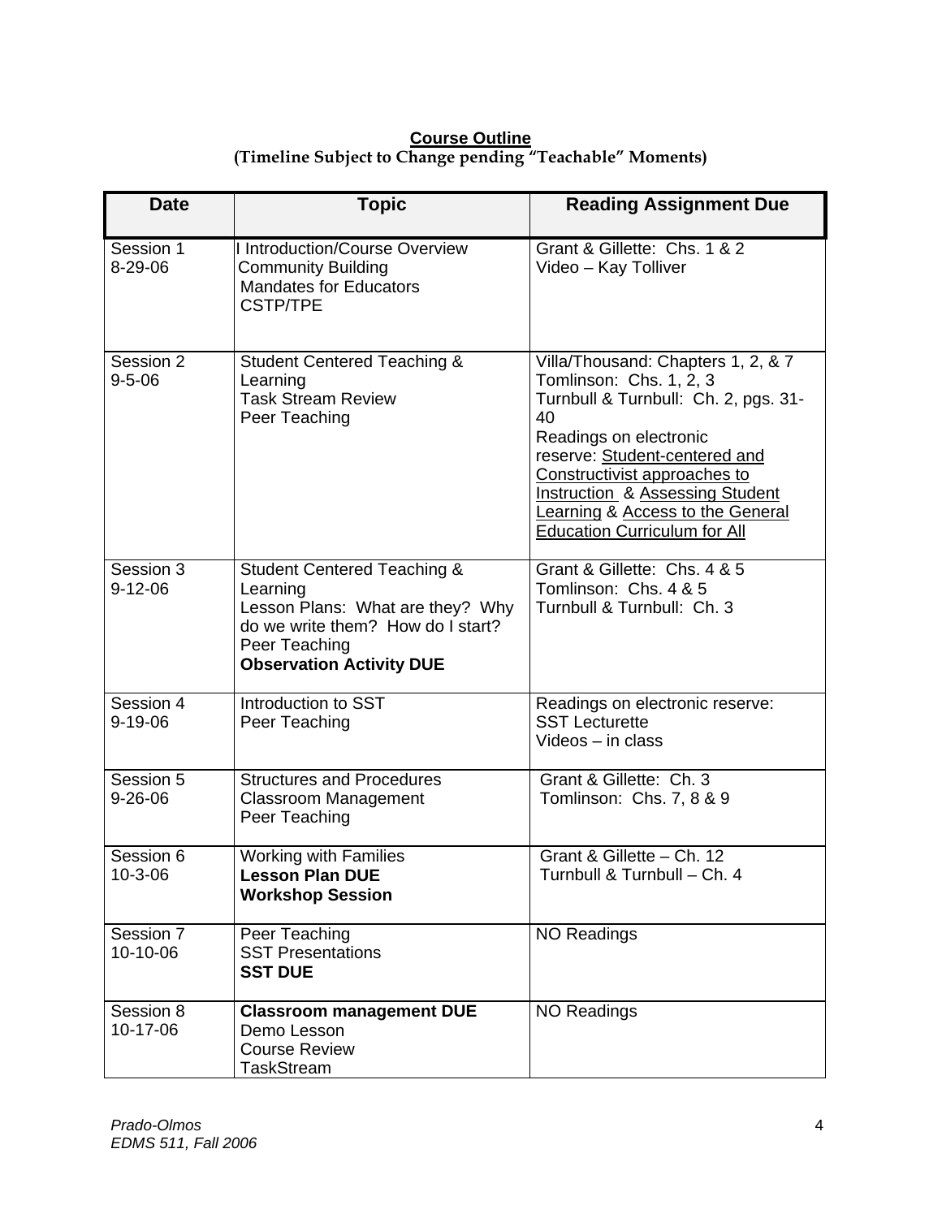**Course Outline**
**(Timeline Subject to Change pending "Teachable" Moments)**

| Date | Topic | Reading Assignment Due |
| --- | --- | --- |
| Session 1<br>8-29-06 | I Introduction/Course Overview<br>Community Building<br>Mandates for Educators<br>CSTP/TPE | Grant & Gillette: Chs. 1 & 2<br>Video – Kay Tolliver |
| Session 2<br>9-5-06 | Student Centered Teaching & Learning<br>Task Stream Review<br>Peer Teaching | Villa/Thousand: Chapters 1, 2, & 7<br>Tomlinson: Chs. 1, 2, 3<br>Turnbull & Turnbull: Ch. 2, pgs. 31-40<br>Readings on electronic reserve: <u>Student-centered and Constructivist approaches to Instruction</u> & <u>Assessing Student Learning</u> & <u>Access to the General Education Curriculum for All</u> |
| Session 3<br>9-12-06 | Student Centered Teaching & Learning<br>Lesson Plans: What are they? Why do we write them? How do I start?<br>Peer Teaching<br>**Observation Activity DUE** | Grant & Gillette: Chs. 4 & 5<br>Tomlinson: Chs. 4 & 5<br>Turnbull & Turnbull: Ch. 3 |
| Session 4<br>9-19-06 | Introduction to SST<br>Peer Teaching | Readings on electronic reserve:<br>SST Lecturette<br>Videos – in class |
| Session 5<br>9-26-06 | Structures and Procedures<br>Classroom Management<br>Peer Teaching | Grant & Gillette: Ch. 3<br>Tomlinson: Chs. 7, 8 & 9 |
| Session 6<br>10-3-06 | Working with Families<br>**Lesson Plan DUE**<br>**Workshop Session** | Grant & Gillette – Ch. 12<br>Turnbull & Turnbull – Ch. 4 |
| Session 7<br>10-10-06 | Peer Teaching<br>SST Presentations<br>**SST DUE** | NO Readings |
| Session 8<br>10-17-06 | **Classroom management DUE**<br>Demo Lesson<br>Course Review<br>TaskStream | NO Readings |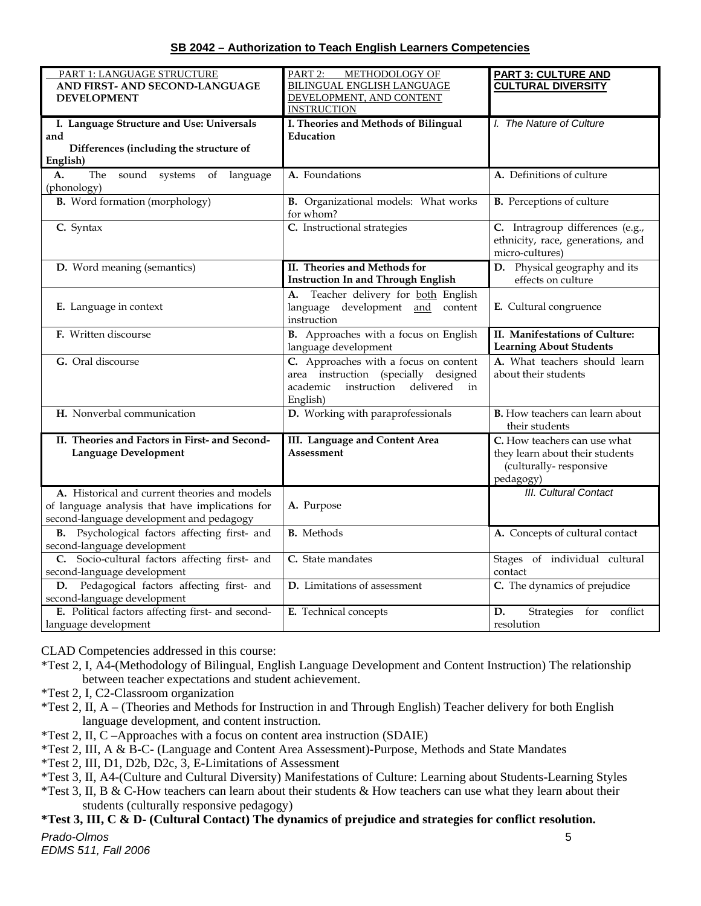**SB 2042 – Authorization to Teach English Learners Competencies**

| PART 1: LANGUAGE STRUCTURE AND FIRST- AND SECOND-LANGUAGE DEVELOPMENT | PART 2: METHODOLOGY OF BILINGUAL ENGLISH LANGUAGE DEVELOPMENT, AND CONTENT INSTRUCTION | PART 3: CULTURE AND CULTURAL DIVERSITY |
|---|---|---|
| **I. Language Structure and Use: Universals and Differences (including the structure of English)** | **I. Theories and Methods of Bilingual Education** | *I. The Nature of Culture* |
| **A.** The sound systems of language (phonology) | **A.** Foundations | **A.** Definitions of culture |
| **B.** Word formation (morphology) | **B.** Organizational models: What works for whom? | **B.** Perceptions of culture |
| **C.** Syntax | **C.** Instructional strategies | **C.** Intragroup differences (e.g., ethnicity, race, generations, and micro-cultures) |
| **D.** Word meaning (semantics) | **II. Theories and Methods for Instruction In and Through English** | **D.** Physical geography and its effects on culture |
| **E.** Language in context | **A.** Teacher delivery for both English language development and content instruction | **E.** Cultural congruence |
| **F.** Written discourse | **B.** Approaches with a focus on English language development | **II. Manifestations of Culture: Learning About Students** |
| **G.** Oral discourse | **C.** Approaches with a focus on content area instruction (specially designed academic instruction delivered in English) | **A.** What teachers should learn about their students |
| **H.** Nonverbal communication | **D.** Working with paraprofessionals | **B.** How teachers can learn about their students |
| **II. Theories and Factors in First- and Second-Language Development** | **III. Language and Content Area Assessment** | **C.** How teachers can use what they learn about their students (culturally- responsive pedagogy) |
| **A.** Historical and current theories and models of language analysis that have implications for second-language development and pedagogy | **A.** Purpose | *III. Cultural Contact* |
| **B.** Psychological factors affecting first- and second-language development | **B.** Methods | **A.** Concepts of cultural contact |
| **C.** Socio-cultural factors affecting first- and second-language development | **C.** State mandates | Stages of individual cultural contact |
| **D.** Pedagogical factors affecting first- and second-language development | **D.** Limitations of assessment | **C.** The dynamics of prejudice |
| **E.** Political factors affecting first- and second-language development | **E.** Technical concepts | **D.** Strategies for conflict resolution |

CLAD Competencies addressed in this course:

*Test 2, I, A4-(Methodology of Bilingual, English Language Development and Content Instruction) The relationship between teacher expectations and student achievement.

*Test 2, I, C2-Classroom organization

*Test 2, II, A – (Theories and Methods for Instruction in and Through English) Teacher delivery for both English language development, and content instruction.

*Test 2, II, C –Approaches with a focus on content area instruction (SDAIE)

*Test 2, III, A & B-C- (Language and Content Area Assessment)-Purpose, Methods and State Mandates

*Test 2, III, D1, D2b, D2c, 3, E-Limitations of Assessment

*Test 3, II, A4-(Culture and Cultural Diversity) Manifestations of Culture: Learning about Students-Learning Styles

*Test 3, II, B & C-How teachers can learn about their students & How teachers can use what they learn about their students (culturally responsive pedagogy)

**\*Test 3, III, C & D- (Cultural Contact) The dynamics of prejudice and strategies for conflict resolution.**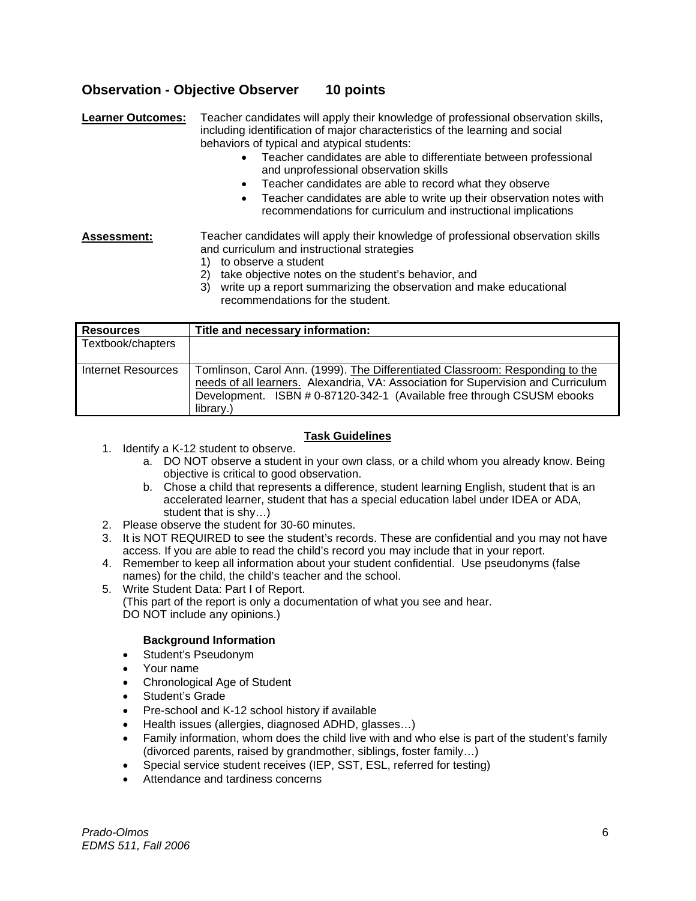## Observation - Objective Observer 10 points

**Learner Outcomes:** Teacher candidates will apply their knowledge of professional observation skills, including identification of major characteristics of the learning and social behaviors of typical and atypical students:

- Teacher candidates are able to differentiate between professional and unprofessional observation skills
- Teacher candidates are able to record what they observe
- Teacher candidates are able to write up their observation notes with recommendations for curriculum and instructional implications

**Assessment:** Teacher candidates will apply their knowledge of professional observation skills and curriculum and instructional strategies

1) to observe a student
2) take objective notes on the student's behavior, and
3) write up a report summarizing the observation and make educational recommendations for the student.

| Resources | Title and necessary information: |
|---|---|
| Textbook/chapters | |
| Internet Resources | Tomlinson, Carol Ann. (1999). The Differentiated Classroom: Responding to the needs of all learners. Alexandria, VA: Association for Supervision and Curriculum Development. ISBN # 0-87120-342-1 (Available free through CSUSM ebooks library.) |

**Task Guidelines**

1. Identify a K-12 student to observe.
   a. DO NOT observe a student in your own class, or a child whom you already know. Being objective is critical to good observation.
   b. Chose a child that represents a difference, student learning English, student that is an accelerated learner, student that has a special education label under IDEA or ADA, student that is shy…)
2. Please observe the student for 30-60 minutes.
3. It is NOT REQUIRED to see the student's records. These are confidential and you may not have access. If you are able to read the child's record you may include that in your report.
4. Remember to keep all information about your student confidential. Use pseudonyms (false names) for the child, the child's teacher and the school.
5. Write Student Data: Part I of Report.
   (This part of the report is only a documentation of what you see and hear.
   DO NOT include any opinions.)

   **Background Information**

   - Student's Pseudonym
   - Your name
   - Chronological Age of Student
   - Student's Grade
   - Pre-school and K-12 school history if available
   - Health issues (allergies, diagnosed ADHD, glasses…)
   - Family information, whom does the child live with and who else is part of the student's family (divorced parents, raised by grandmother, siblings, foster family…)
   - Special service student receives (IEP, SST, ESL, referred for testing)
   - Attendance and tardiness concerns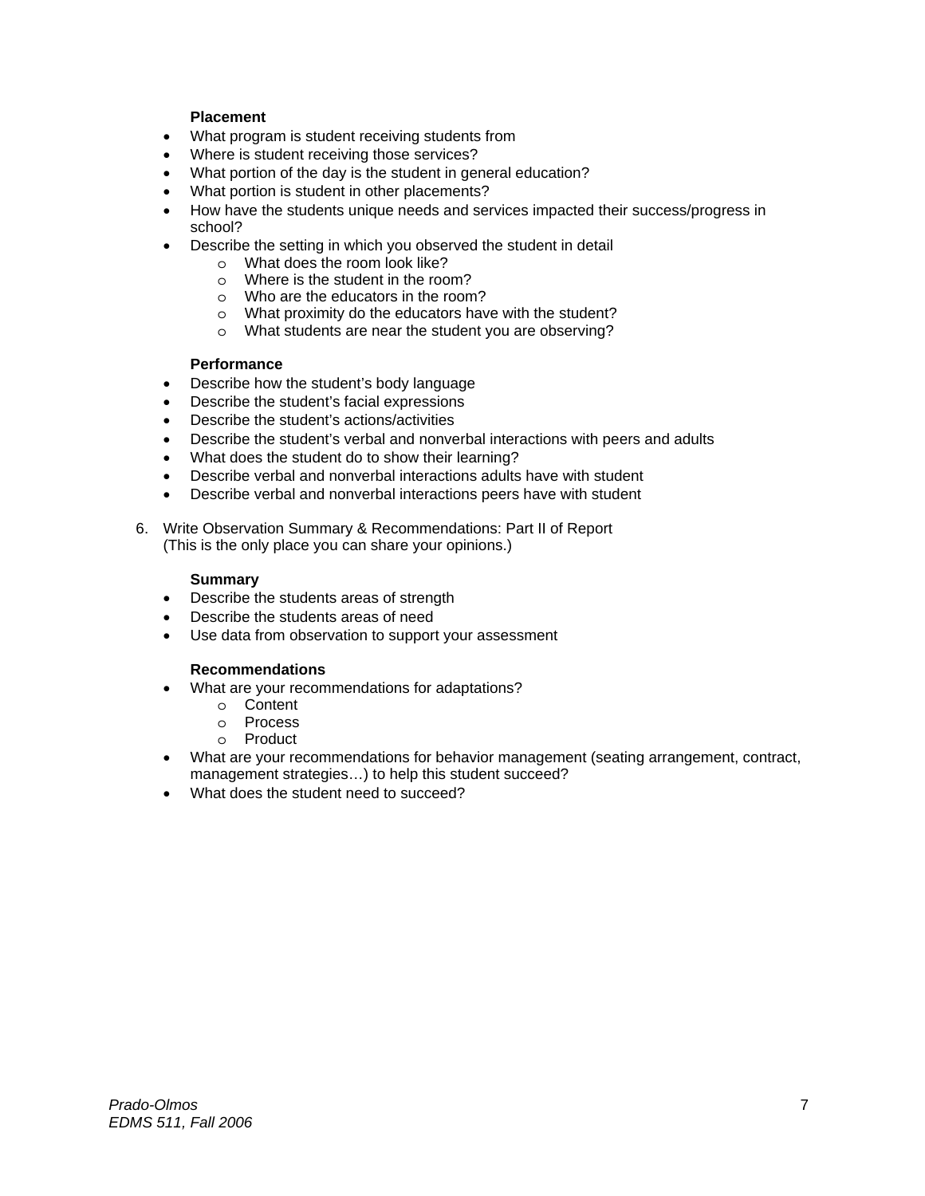**Placement**

- What program is student receiving students from
- Where is student receiving those services?
- What portion of the day is the student in general education?
- What portion is student in other placements?
- How have the students unique needs and services impacted their success/progress in school?
- Describe the setting in which you observed the student in detail
    - What does the room look like?
    - Where is the student in the room?
    - Who are the educators in the room?
    - What proximity do the educators have with the student?
    - What students are near the student you are observing?

**Performance**

- Describe how the student's body language
- Describe the student's facial expressions
- Describe the student's actions/activities
- Describe the student's verbal and nonverbal interactions with peers and adults
- What does the student do to show their learning?
- Describe verbal and nonverbal interactions adults have with student
- Describe verbal and nonverbal interactions peers have with student

6. Write Observation Summary & Recommendations: Part II of Report
   (This is the only place you can share your opinions.)

**Summary**

- Describe the students areas of strength
- Describe the students areas of need
- Use data from observation to support your assessment

**Recommendations**

- What are your recommendations for adaptations?
    - Content
    - Process
    - Product
- What are your recommendations for behavior management (seating arrangement, contract, management strategies…) to help this student succeed?
- What does the student need to succeed?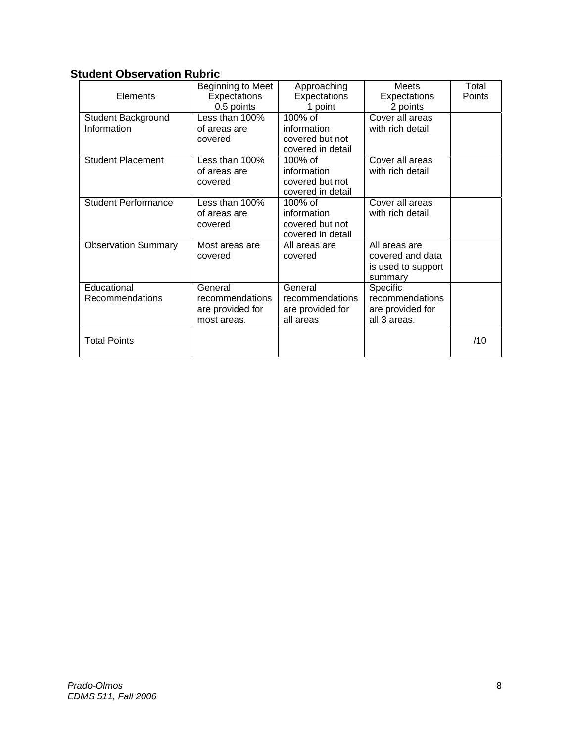## Student Observation Rubric

| Elements | Beginning to Meet Expectations 0.5 points | Approaching Expectations 1 point | Meets Expectations 2 points | Total Points |
|---|---|---|---|---|
| Student Background Information | Less than 100% of areas are covered | 100% of information covered but not covered in detail | Cover all areas with rich detail | |
| Student Placement | Less than 100% of areas are covered | 100% of information covered but not covered in detail | Cover all areas with rich detail | |
| Student Performance | Less than 100% of areas are covered | 100% of information covered but not covered in detail | Cover all areas with rich detail | |
| Observation Summary | Most areas are covered | All areas are covered | All areas are covered and data is used to support summary | |
| Educational Recommendations | General recommendations are provided for most areas. | General recommendations are provided for all areas | Specific recommendations are provided for all 3 areas. | |
| Total Points | | | | /10 |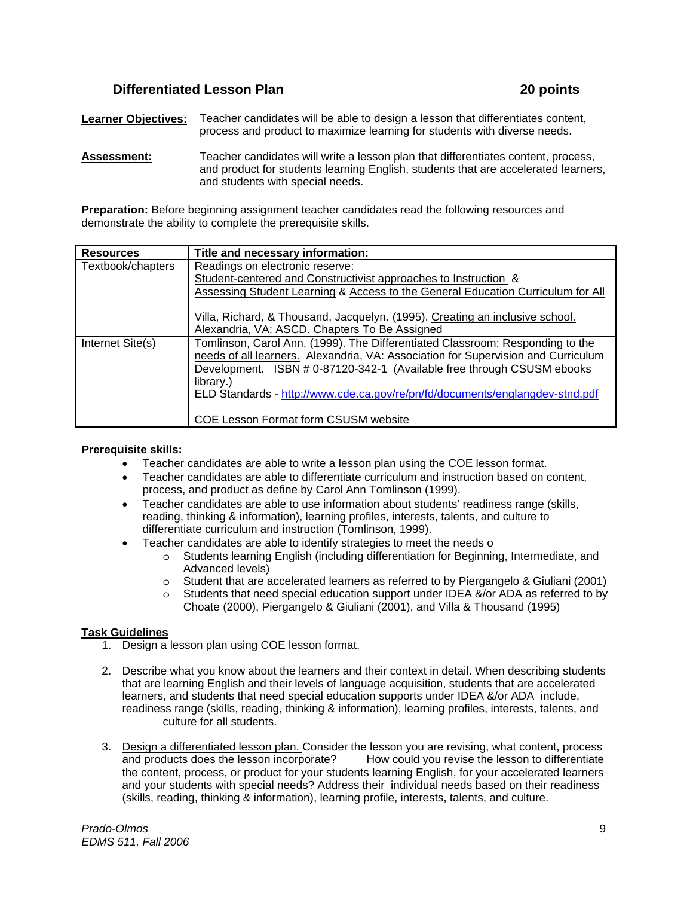## Differentiated Lesson Plan — 20 points

**Learner Objectives:** Teacher candidates will be able to design a lesson that differentiates content, process and product to maximize learning for students with diverse needs.

**Assessment:** Teacher candidates will write a lesson plan that differentiates content, process, and product for students learning English, students that are accelerated learners, and students with special needs.

**Preparation:** Before beginning assignment teacher candidates read the following resources and demonstrate the ability to complete the prerequisite skills.

| Resources | Title and necessary information: |
|---|---|
| Textbook/chapters | Readings on electronic reserve:<br>Student-centered and Constructivist approaches to Instruction &<br>Assessing Student Learning & Access to the General Education Curriculum for All<br><br>Villa, Richard, & Thousand, Jacquelyn. (1995). Creating an inclusive school. Alexandria, VA: ASCD. Chapters To Be Assigned |
| Internet Site(s) | Tomlinson, Carol Ann. (1999). The Differentiated Classroom: Responding to the needs of all learners. Alexandria, VA: Association for Supervision and Curriculum Development. ISBN # 0-87120-342-1 (Available free through CSUSM ebooks library.)<br>ELD Standards - http://www.cde.ca.gov/re/pn/fd/documents/englangdev-stnd.pdf<br><br>COE Lesson Format form CSUSM website |

**Prerequisite skills:**

- Teacher candidates are able to write a lesson plan using the COE lesson format.
- Teacher candidates are able to differentiate curriculum and instruction based on content, process, and product as define by Carol Ann Tomlinson (1999).
- Teacher candidates are able to use information about students' readiness range (skills, reading, thinking & information), learning profiles, interests, talents, and culture to differentiate curriculum and instruction (Tomlinson, 1999).
- Teacher candidates are able to identify strategies to meet the needs o
  - Students learning English (including differentiation for Beginning, Intermediate, and Advanced levels)
  - Student that are accelerated learners as referred to by Piergangelo & Giuliani (2001)
  - Students that need special education support under IDEA &/or ADA as referred to by Choate (2000), Piergangelo & Giuliani (2001), and Villa & Thousand (1995)

**Task Guidelines**

1. Design a lesson plan using COE lesson format.

2. Describe what you know about the learners and their context in detail. When describing students that are learning English and their levels of language acquisition, students that are accelerated learners, and students that need special education supports under IDEA &/or ADA include, readiness range (skills, reading, thinking & information), learning profiles, interests, talents, and culture for all students.

3. Design a differentiated lesson plan. Consider the lesson you are revising, what content, process and products does the lesson incorporate? How could you revise the lesson to differentiate the content, process, or product for your students learning English, for your accelerated learners and your students with special needs? Address their individual needs based on their readiness (skills, reading, thinking & information), learning profile, interests, talents, and culture.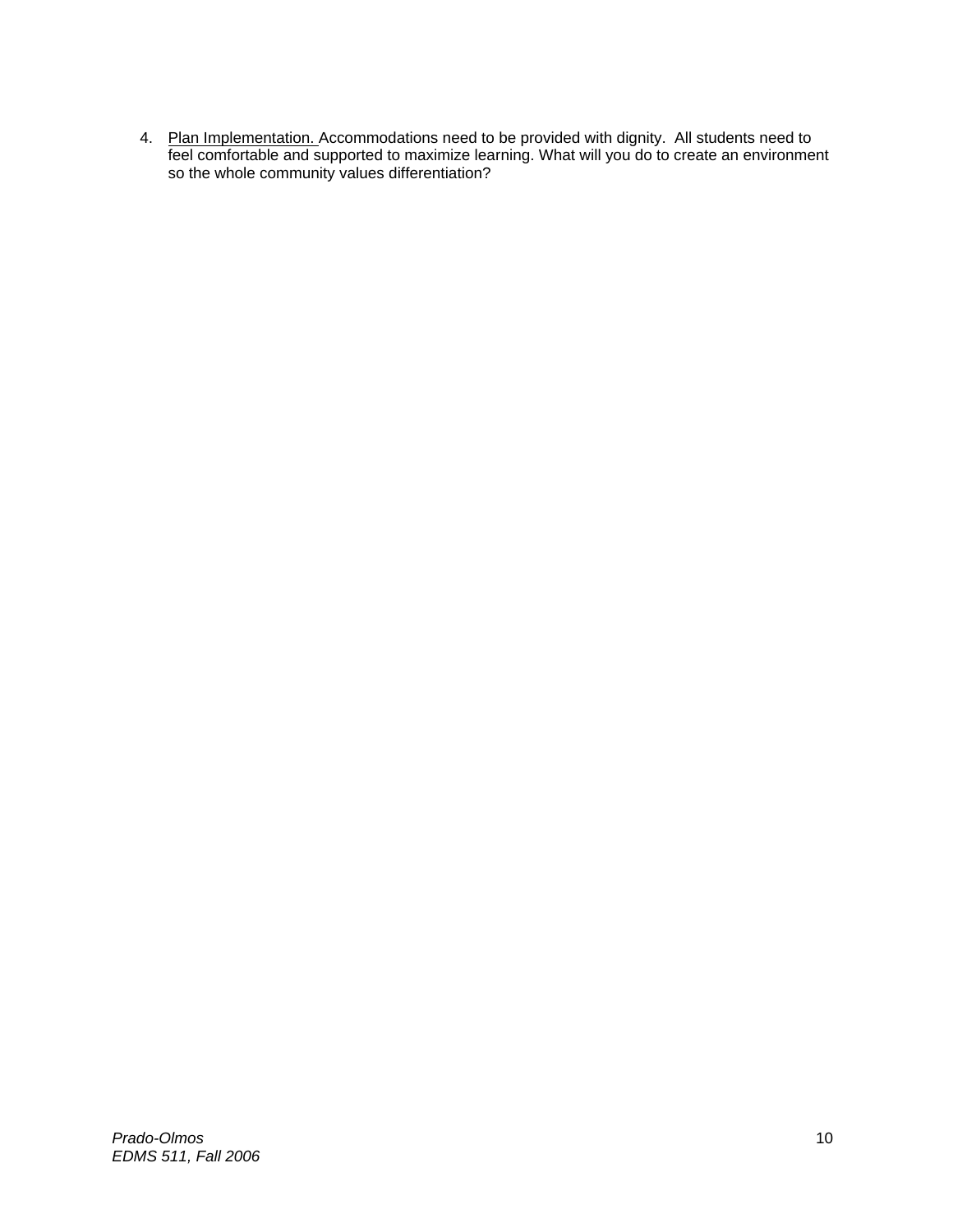4. Plan Implementation. Accommodations need to be provided with dignity. All students need to feel comfortable and supported to maximize learning. What will you do to create an environment so the whole community values differentiation?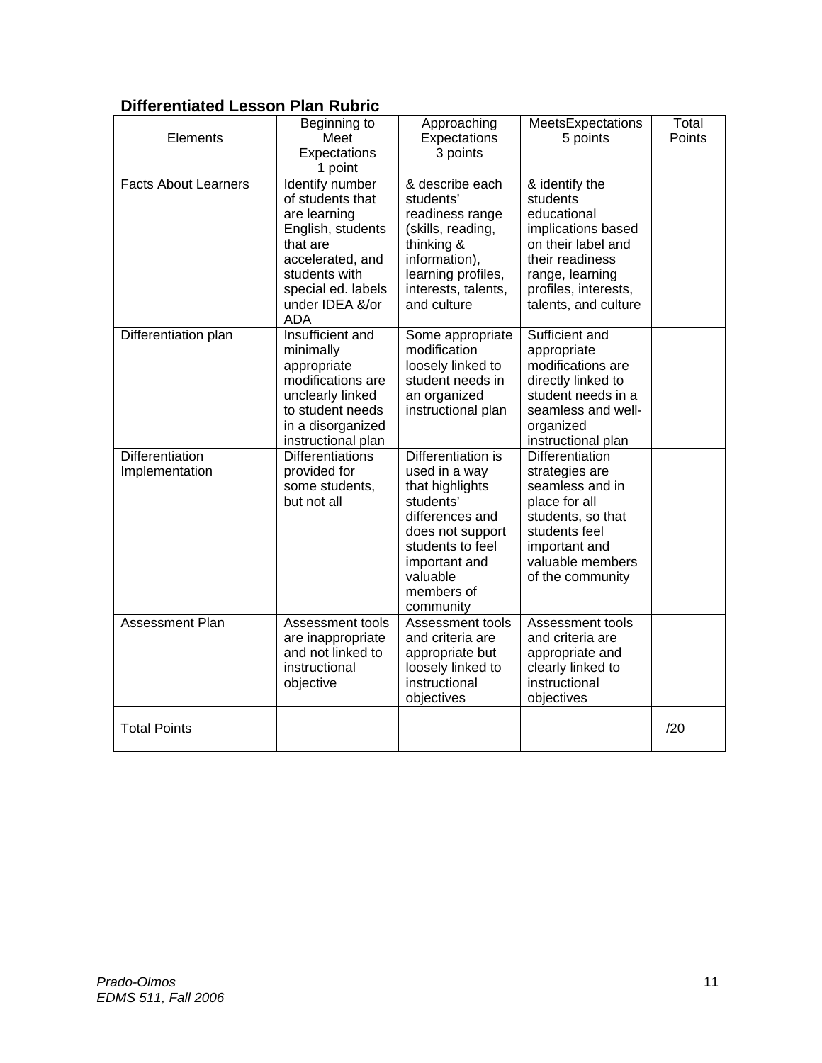### Differentiated Lesson Plan Rubric

| Elements | Beginning to Meet Expectations 1 point | Approaching Expectations 3 points | MeetsExpectations 5 points | Total Points |
|---|---|---|---|---|
| Facts About Learners | Identify number of students that are learning English, students that are accelerated, and students with special ed. labels under IDEA &/or ADA | & describe each students' readiness range (skills, reading, thinking & information), learning profiles, interests, talents, and culture | & identify the students educational implications based on their label and their readiness range, learning profiles, interests, talents and culture | |
| Differentiation plan | Insufficient and minimally appropriate modifications are unclearly linked to student needs in a disorganized instructional plan | Some appropriate modification loosely linked to student needs in an organized instructional plan | Sufficient and appropriate modifications are directly linked to student needs in a seamless and well-organized instructional plan | |
| Differentiation Implementation | Differentiations provided for some students, but not all | Differentiation is used in a way that highlights students' differences and does not support students to feel important and valuable members of community | Differentiation strategies are seamless and in place for all students, so that students feel important and valuable members of the community | |
| Assessment Plan | Assessment tools are inappropriate and not linked to instructional objective | Assessment tools and criteria are appropriate but loosely linked to instructional objectives | Assessment tools and criteria are appropriate and clearly linked to instructional objectives | |
| Total Points | | | | /20 |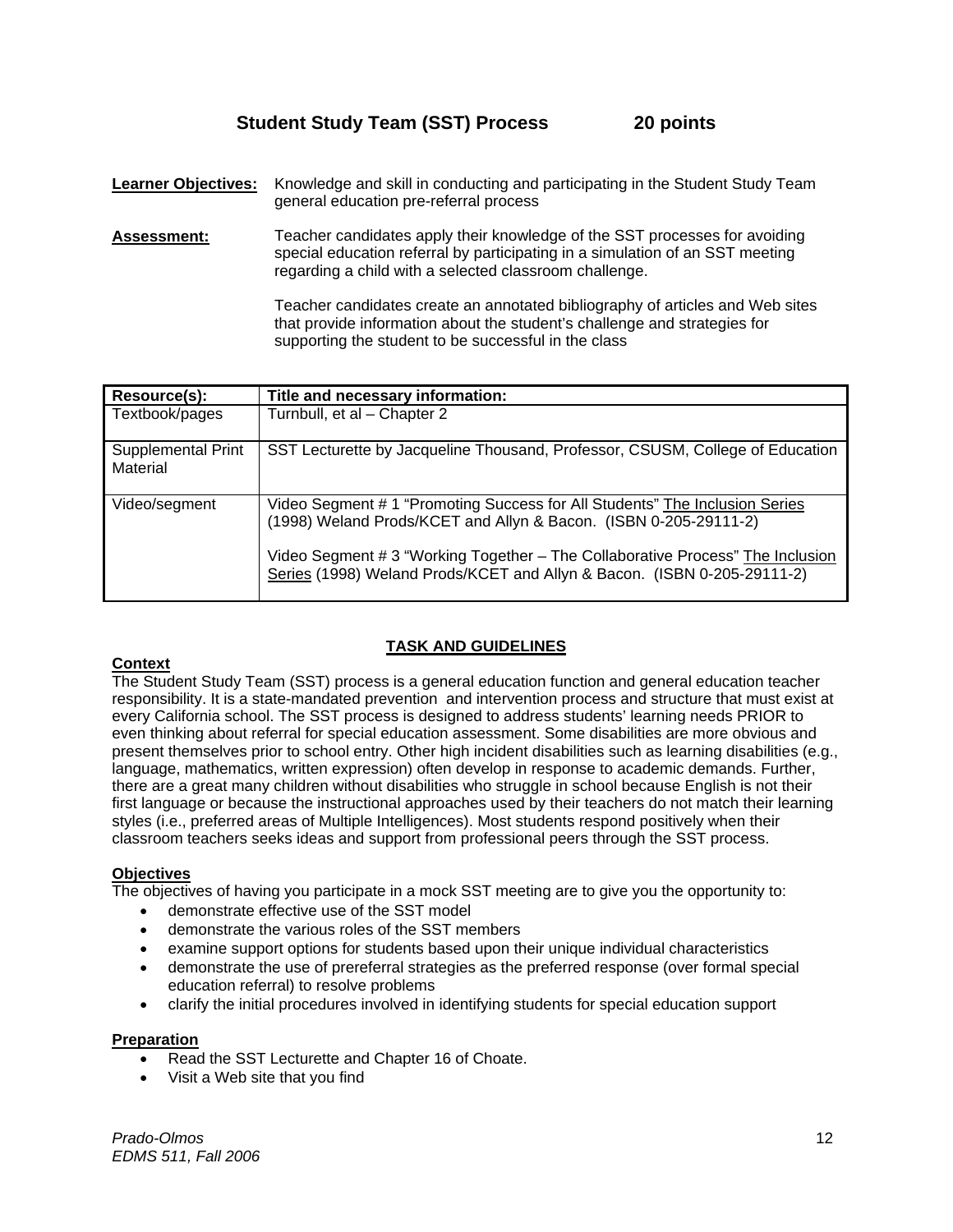## Student Study Team (SST) Process 20 points

**Learner Objectives:** Knowledge and skill in conducting and participating in the Student Study Team general education pre-referral process

**Assessment:** Teacher candidates apply their knowledge of the SST processes for avoiding special education referral by participating in a simulation of an SST meeting regarding a child with a selected classroom challenge.

Teacher candidates create an annotated bibliography of articles and Web sites that provide information about the student's challenge and strategies for supporting the student to be successful in the class

| Resource(s): | Title and necessary information: |
|---|---|
| Textbook/pages | Turnbull, et al – Chapter 2 |
| Supplemental Print Material | SST Lecturette by Jacqueline Thousand, Professor, CSUSM, College of Education |
| Video/segment | Video Segment # 1 "Promoting Success for All Students" The Inclusion Series (1998) Weland Prods/KCET and Allyn & Bacon. (ISBN 0-205-29111-2)<br><br>Video Segment # 3 "Working Together – The Collaborative Process" The Inclusion Series (1998) Weland Prods/KCET and Allyn & Bacon. (ISBN 0-205-29111-2) |

### TASK AND GUIDELINES

**Context**

The Student Study Team (SST) process is a general education function and general education teacher responsibility. It is a state-mandated prevention and intervention process and structure that must exist at every California school. The SST process is designed to address students' learning needs PRIOR to even thinking about referral for special education assessment. Some disabilities are more obvious and present themselves prior to school entry. Other high incident disabilities such as learning disabilities (e.g., language, mathematics, written expression) often develop in response to academic demands. Further, there are a great many children without disabilities who struggle in school because English is not their first language or because the instructional approaches used by their teachers do not match their learning styles (i.e., preferred areas of Multiple Intelligences). Most students respond positively when their classroom teachers seeks ideas and support from professional peers through the SST process.

**Objectives**

The objectives of having you participate in a mock SST meeting are to give you the opportunity to:

- demonstrate effective use of the SST model
- demonstrate the various roles of the SST members
- examine support options for students based upon their unique individual characteristics
- demonstrate the use of prereferral strategies as the preferred response (over formal special education referral) to resolve problems
- clarify the initial procedures involved in identifying students for special education support

**Preparation**

- Read the SST Lecturette and Chapter 16 of Choate.
- Visit a Web site that you find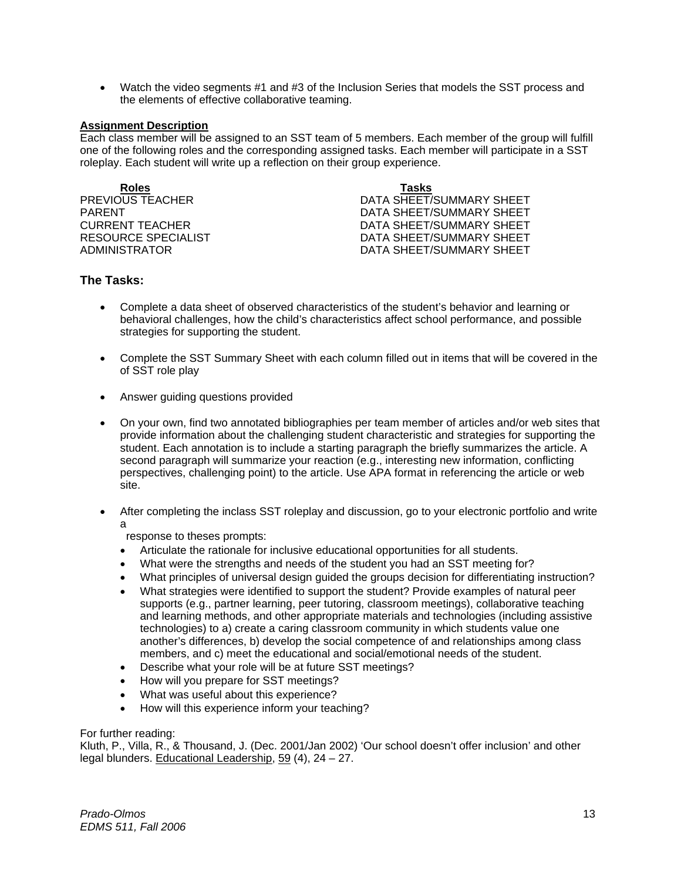- Watch the video segments #1 and #3 of the Inclusion Series that models the SST process and the elements of effective collaborative teaming.

**Assignment Description**

Each class member will be assigned to an SST team of 5 members. Each member of the group will fulfill one of the following roles and the corresponding assigned tasks. Each member will participate in a SST roleplay. Each student will write up a reflection on their group experience.

| Roles | Tasks |
| --- | --- |
| PREVIOUS TEACHER | DATA SHEET/SUMMARY SHEET |
| PARENT | DATA SHEET/SUMMARY SHEET |
| CURRENT TEACHER | DATA SHEET/SUMMARY SHEET |
| RESOURCE SPECIALIST | DATA SHEET/SUMMARY SHEET |
| ADMINISTRATOR | DATA SHEET/SUMMARY SHEET |

### The Tasks:

- Complete a data sheet of observed characteristics of the student's behavior and learning or behavioral challenges, how the child's characteristics affect school performance, and possible strategies for supporting the student.

- Complete the SST Summary Sheet with each column filled out in items that will be covered in the of SST role play

- Answer guiding questions provided

- On your own, find two annotated bibliographies per team member of articles and/or web sites that provide information about the challenging student characteristic and strategies for supporting the student. Each annotation is to include a starting paragraph the briefly summarizes the article. A second paragraph will summarize your reaction (e.g., interesting new information, conflicting perspectives, challenging point) to the article. Use APA format in referencing the article or web site.

- After completing the inclass SST roleplay and discussion, go to your electronic portfolio and write a
  response to theses prompts:
  - Articulate the rationale for inclusive educational opportunities for all students.
  - What were the strengths and needs of the student you had an SST meeting for?
  - What principles of universal design guided the groups decision for differentiating instruction?
  - What strategies were identified to support the student? Provide examples of natural peer supports (e.g., partner learning, peer tutoring, classroom meetings), collaborative teaching and learning methods, and other appropriate materials and technologies (including assistive technologies) to a) create a caring classroom community in which students value one another's differences, b) develop the social competence of and relationships among class members, and c) meet the educational and social/emotional needs of the student.
  - Describe what your role will be at future SST meetings?
  - How will you prepare for SST meetings?
  - What was useful about this experience?
  - How will this experience inform your teaching?

For further reading:
Kluth, P., Villa, R., & Thousand, J. (Dec. 2001/Jan 2002) 'Our school doesn't offer inclusion' and other legal blunders. Educational Leadership, 59 (4), 24 – 27.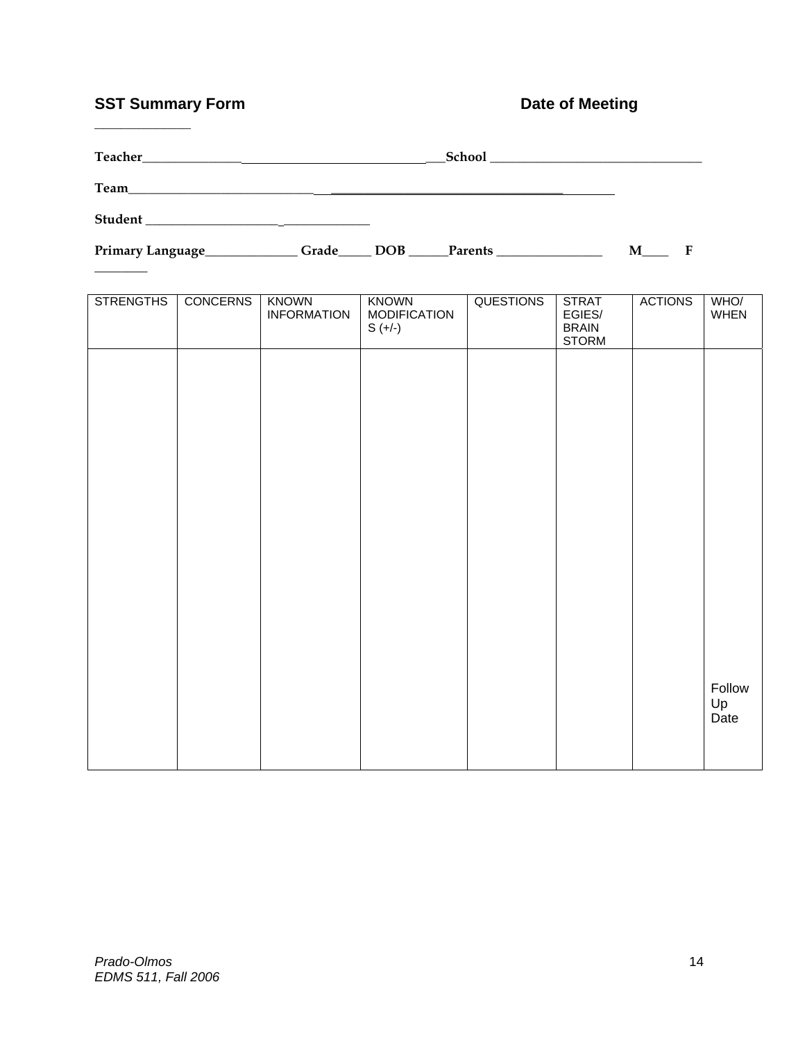**SST Summary Form** **Date of Meeting** _____________

**Teacher**___________________________________________**School** ________________________________

**Team**____________________________________________________________________________

**Student** ___________________________________

**Primary Language**______________ **Grade**_____ **DOB** ______**Parents** ________________ **M**____ **F** ________

| STRENGTHS | CONCERNS | KNOWN INFORMATION | KNOWN MODIFICATIONS (+/-) | QUESTIONS | STRATEGIES/ BRAIN STORM | ACTIONS | WHO/ WHEN |
|---|---|---|---|---|---|---|---|
| | | | | | | | Follow Up Date |

*EDMS 511, Fall 2006*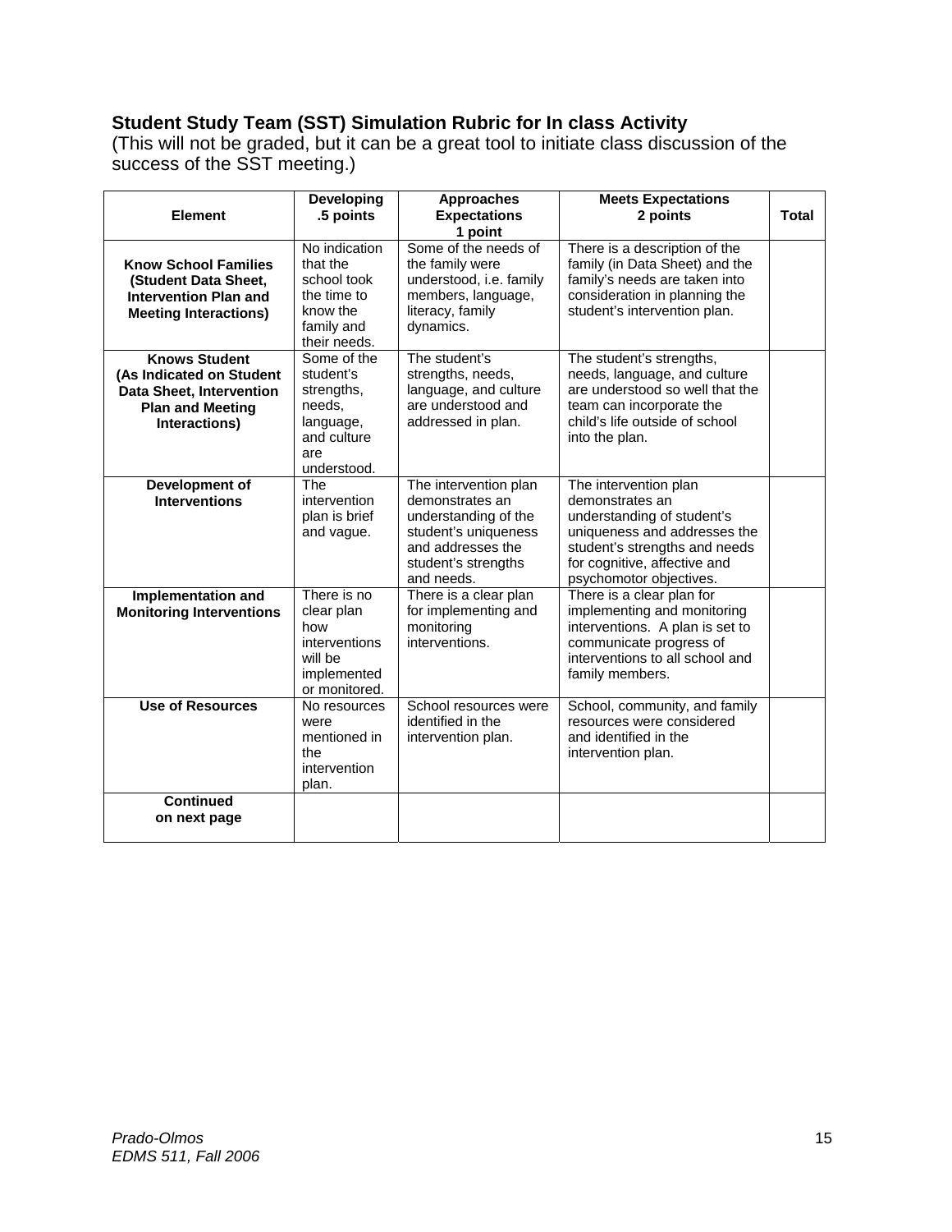### Student Study Team (SST) Simulation Rubric for In class Activity

(This will not be graded, but it can be a great tool to initiate class discussion of the success of the SST meeting.)

| Element | Developing .5 points | Approaches Expectations 1 point | Meets Expectations 2 points | Total |
|---|---|---|---|---|
| **Know School Families (Student Data Sheet, Intervention Plan and Meeting Interactions)** | No indication that the school took the time to know the family and their needs. | Some of the needs of the family were understood, i.e. family members, language, literacy, family dynamics. | There is a description of the family (in Data Sheet) and the family's needs are taken into consideration in planning the student's intervention plan. | |
| **Knows Student (As Indicated on Student Data Sheet, Intervention Plan and Meeting Interactions)** | Some of the student's strengths, needs, language, and culture are understood. | The student's strengths, needs, language, and culture are understood and addressed in plan. | The student's strengths, needs, language and culture are understood so well that the team can incorporate the child's life outside of school into the plan. | |
| **Development of Interventions** | The intervention plan is brief and vague. | The intervention plan demonstrates an understanding of the student's uniqueness and addresses the student's strengths and needs. | The intervention plan demonstrates an understanding of student's uniqueness and addresses the student's strengths and needs for cognitive, affective and psychomotor objectives. | |
| **Implementation and Monitoring Interventions** | There is no clear plan how interventions will be implemented or monitored. | There is a clear plan for implementing and monitoring interventions. | There is a clear plan for implementing and monitoring interventions. A plan is set to communicate progress of interventions to all school and family members. | |
| **Use of Resources** | No resources were mentioned in the intervention plan. | School resources were identified in the intervention plan. | School, community, and family resources were considered and identified in the intervention plan. | |
| **Continued on next page** | | | | |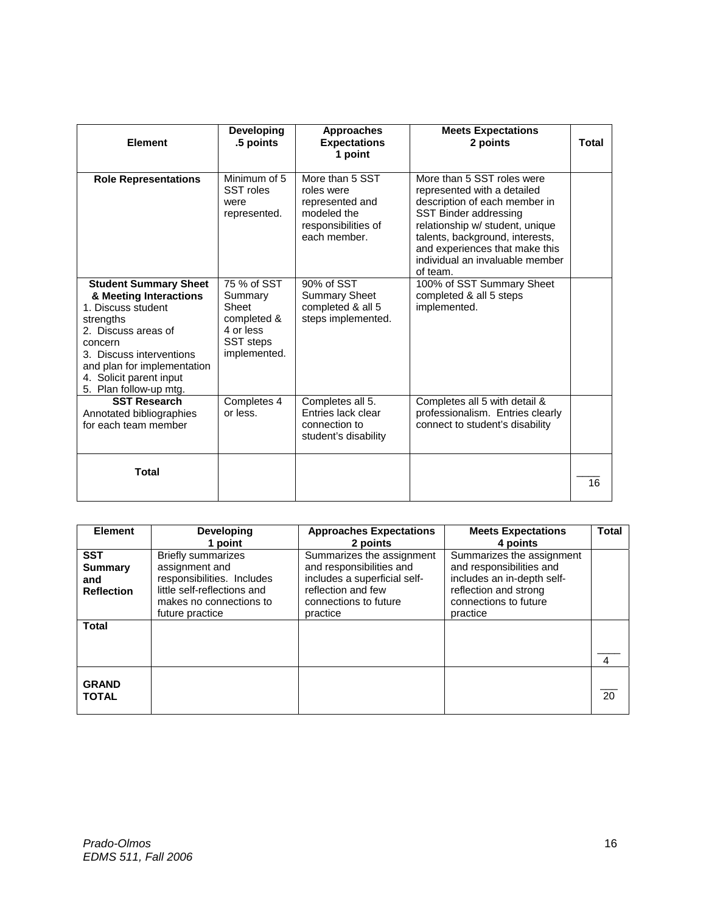| Element | Developing .5 points | Approaches Expectations 1 point | Meets Expectations 2 points | Total |
|---|---|---|---|---|
| **Role Representations** | Minimum of 5 SST roles were represented. | More than 5 SST roles were represented and modeled the responsibilities of each member. | More than 5 SST roles were represented with a detailed description of each member in SST Binder addressing relationship w/ student, unique talents, background, interests, and experiences that make this individual an invaluable member of team. | |
| **Student Summary Sheet & Meeting Interactions** 1. Discuss student strengths 2. Discuss areas of concern 3. Discuss interventions and plan for implementation 4. Solicit parent input 5. Plan follow-up mtg. | 75 % of SST Summary Sheet completed & 4 or less SST steps implemented. | 90% of SST Summary Sheet completed & all 5 steps implemented. | 100% of SST Summary Sheet completed & all 5 steps implemented. | |
| **SST Research** Annotated bibliographies for each team member | Completes 4 or less. | Completes all 5. Entries lack clear connection to student's disability | Completes all 5 with detail & professionalism. Entries clearly connect to student's disability | |
| **Total** | | | | ____ 16 |

| Element | Developing 1 point | Approaches Expectations 2 points | Meets Expectations 4 points | Total |
|---|---|---|---|---|
| **SST Summary and Reflection** | Briefly summarizes assignment and responsibilities. Includes little self-reflections and makes no connections to future practice | Summarizes the assignment and responsibilities and includes a superficial self-reflection and few connections to future practice | Summarizes the assignment and responsibilities and includes an in-depth self-reflection and strong connections to future practice | |
| **Total** | | | | ____ 4 |
| **GRAND TOTAL** | | | | ___ 20 |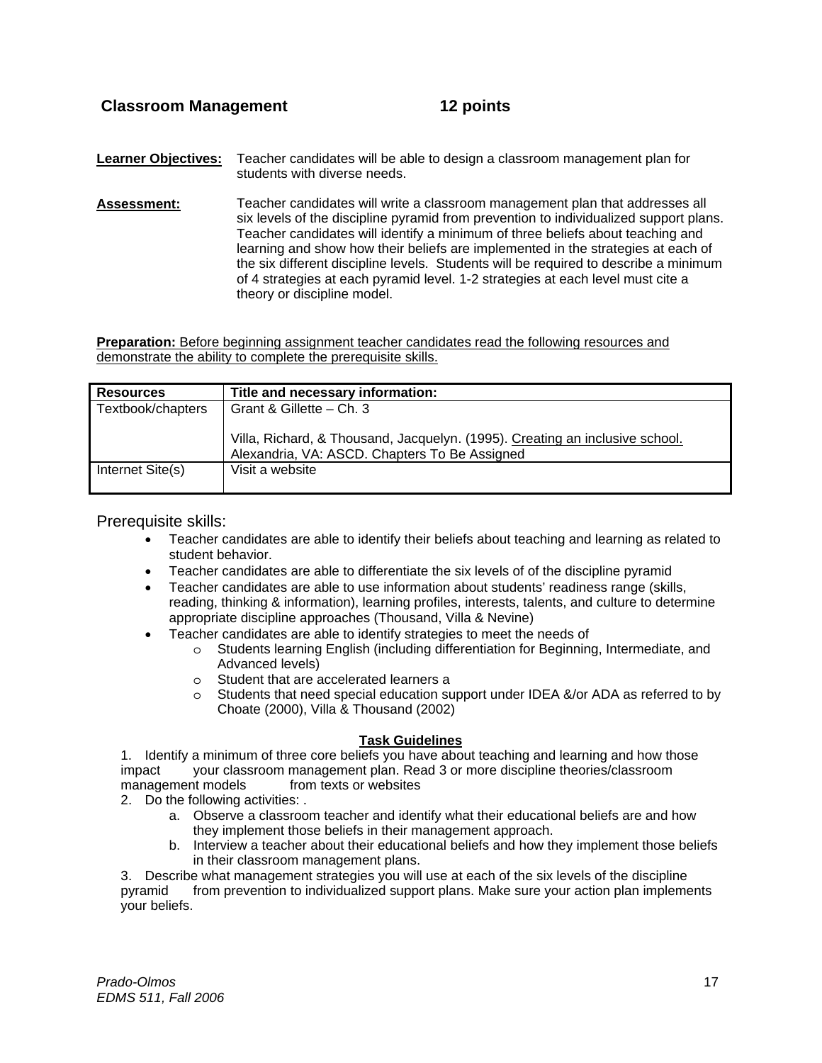## Classroom Management 12 points

**Learner Objectives:** Teacher candidates will be able to design a classroom management plan for students with diverse needs.

**Assessment:** Teacher candidates will write a classroom management plan that addresses all six levels of the discipline pyramid from prevention to individualized support plans. Teacher candidates will identify a minimum of three beliefs about teaching and learning and show how their beliefs are implemented in the strategies at each of the six different discipline levels. Students will be required to describe a minimum of 4 strategies at each pyramid level. 1-2 strategies at each level must cite a theory or discipline model.

**Preparation:** Before beginning assignment teacher candidates read the following resources and demonstrate the ability to complete the prerequisite skills.

| Resources | Title and necessary information: |
| --- | --- |
| Textbook/chapters | Grant & Gillette – Ch. 3<br><br>Villa, Richard, & Thousand, Jacquelyn. (1995). Creating an inclusive school. Alexandria, VA: ASCD. Chapters To Be Assigned |
| Internet Site(s) | Visit a website |

Prerequisite skills:

- Teacher candidates are able to identify their beliefs about teaching and learning as related to student behavior.
- Teacher candidates are able to differentiate the six levels of of the discipline pyramid
- Teacher candidates are able to use information about students' readiness range (skills, reading, thinking & information), learning profiles, interests, talents, and culture to determine appropriate discipline approaches (Thousand, Villa & Nevine)
- Teacher candidates are able to identify strategies to meet the needs of
  - Students learning English (including differentiation for Beginning, Intermediate, and Advanced levels)
  - Student that are accelerated learners a
  - Students that need special education support under IDEA &/or ADA as referred to by Choate (2000), Villa & Thousand (2002)

### Task Guidelines

1. Identify a minimum of three core beliefs you have about teaching and learning and how those impact your classroom management plan. Read 3 or more discipline theories/classroom management models from texts or websites
2. Do the following activities: .
   a. Observe a classroom teacher and identify what their educational beliefs are and how they implement those beliefs in their management approach.
   b. Interview a teacher about their educational beliefs and how they implement those beliefs in their classroom management plans.
3. Describe what management strategies you will use at each of the six levels of the discipline pyramid from prevention to individualized support plans. Make sure your action plan implements your beliefs.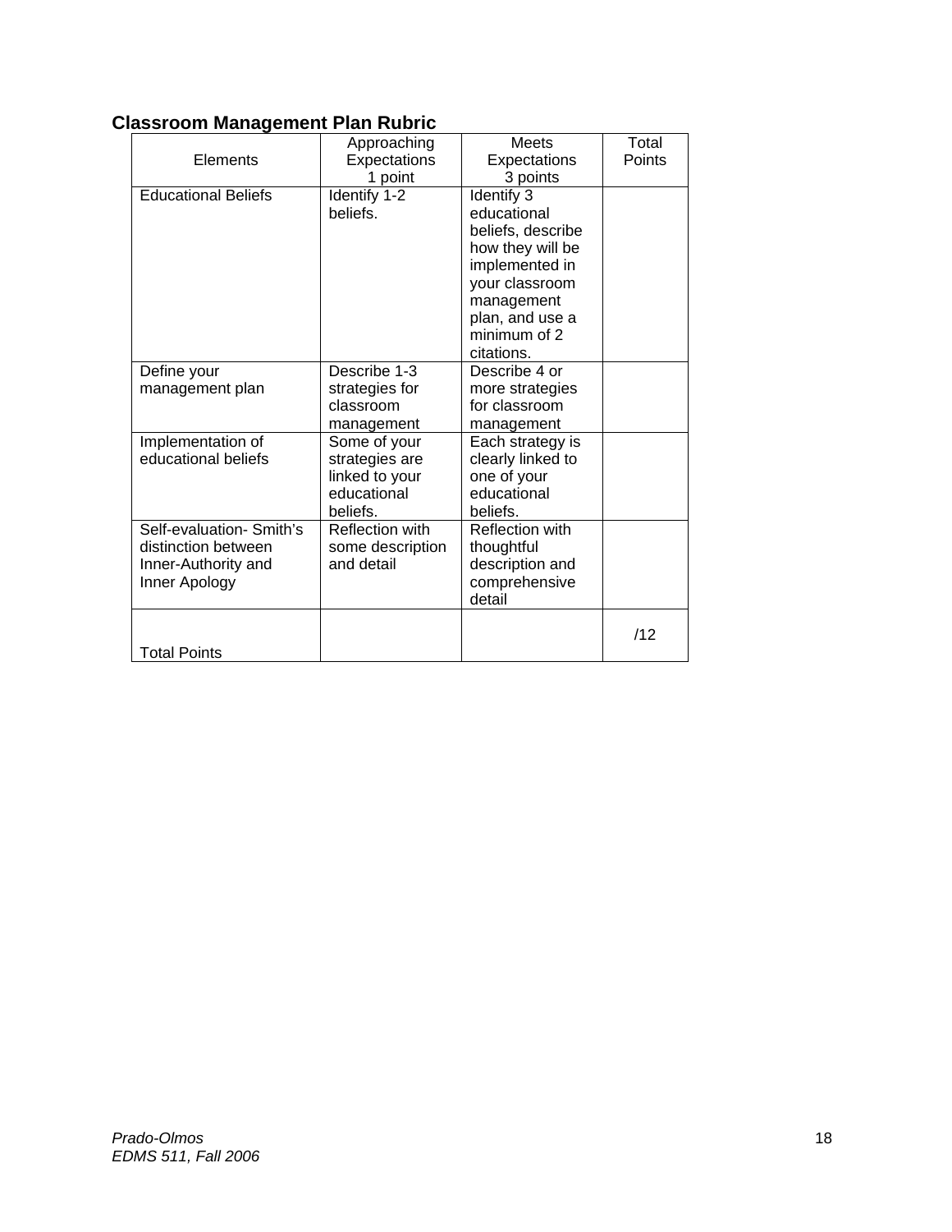**Classroom Management Plan Rubric**

| Elements | Approaching Expectations 1 point | Meets Expectations 3 points | Total Points |
|---|---|---|---|
| Educational Beliefs | Identify 1-2 beliefs. | Identify 3 educational beliefs, describe how they will be implemented in your classroom management plan, and use a minimum of 2 citations. | |
| Define your management plan | Describe 1-3 strategies for classroom management | Describe 4 or more strategies for classroom management | |
| Implementation of educational beliefs | Some of your strategies are linked to your educational beliefs. | Each strategy is clearly linked to one of your educational beliefs. | |
| Self-evaluation- Smith's distinction between Inner-Authority and Inner Apology | Reflection with some description and detail | Reflection with thoughtful description and comprehensive detail | |
| Total Points | | | /12 |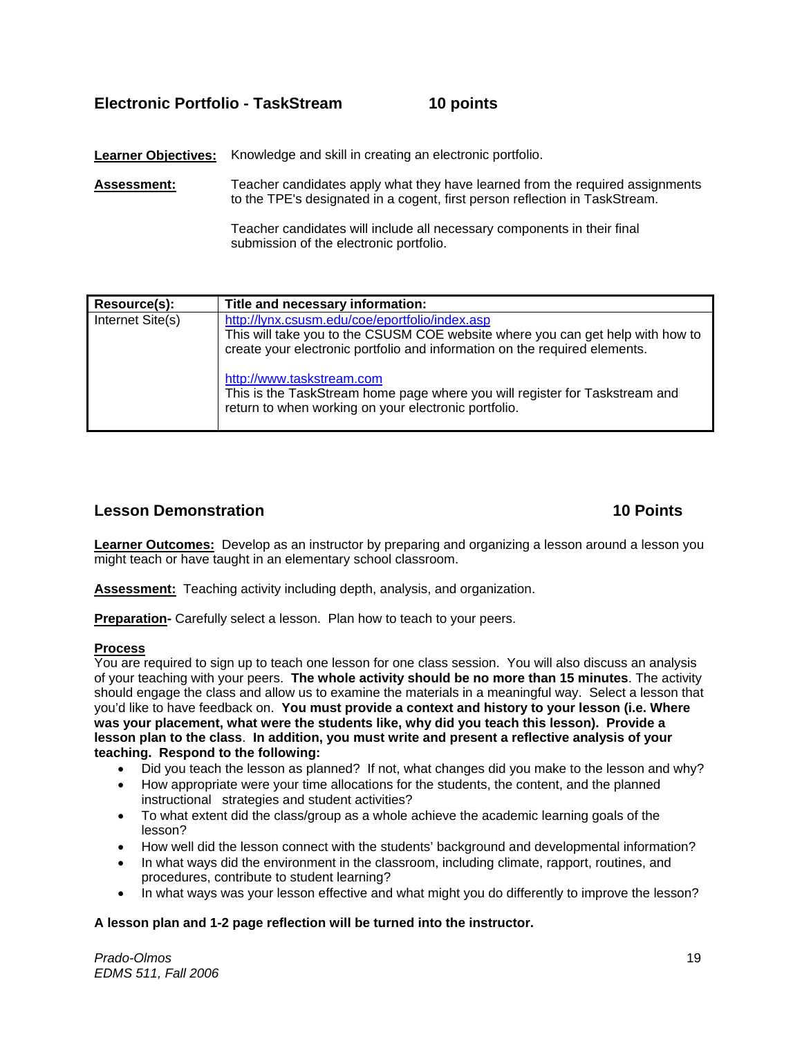## Electronic Portfolio - TaskStream 10 points

**Learner Objectives:** Knowledge and skill in creating an electronic portfolio.

**Assessment:** Teacher candidates apply what they have learned from the required assignments to the TPE's designated in a cogent, first person reflection in TaskStream.

Teacher candidates will include all necessary components in their final submission of the electronic portfolio.

| Resource(s): | Title and necessary information: |
|---|---|
| Internet Site(s) | http://lynx.csusm.edu/coe/eportfolio/index.asp<br>This will take you to the CSUSM COE website where you can get help with how to create your electronic portfolio and information on the required elements.<br><br>http://www.taskstream.com<br>This is the TaskStream home page where you will register for Taskstream and return to when working on your electronic portfolio. |

## Lesson Demonstration 10 Points

**Learner Outcomes:** Develop as an instructor by preparing and organizing a lesson around a lesson you might teach or have taught in an elementary school classroom.

**Assessment:** Teaching activity including depth, analysis, and organization.

**Preparation-** Carefully select a lesson. Plan how to teach to your peers.

**Process**

You are required to sign up to teach one lesson for one class session. You will also discuss an analysis of your teaching with your peers. **The whole activity should be no more than 15 minutes**. The activity should engage the class and allow us to examine the materials in a meaningful way. Select a lesson that you'd like to have feedback on. **You must provide a context and history to your lesson (i.e. Where was your placement, what were the students like, why did you teach this lesson). Provide a lesson plan to the class**. **In addition, you must write and present a reflective analysis of your teaching. Respond to the following:**

- Did you teach the lesson as planned? If not, what changes did you make to the lesson and why?
- How appropriate were your time allocations for the students, the content, and the planned instructional strategies and student activities?
- To what extent did the class/group as a whole achieve the academic learning goals of the lesson?
- How well did the lesson connect with the students' background and developmental information?
- In what ways did the environment in the classroom, including climate, rapport, routines, and procedures, contribute to student learning?
- In what ways was your lesson effective and what might you do differently to improve the lesson?

**A lesson plan and 1-2 page reflection will be turned into the instructor.**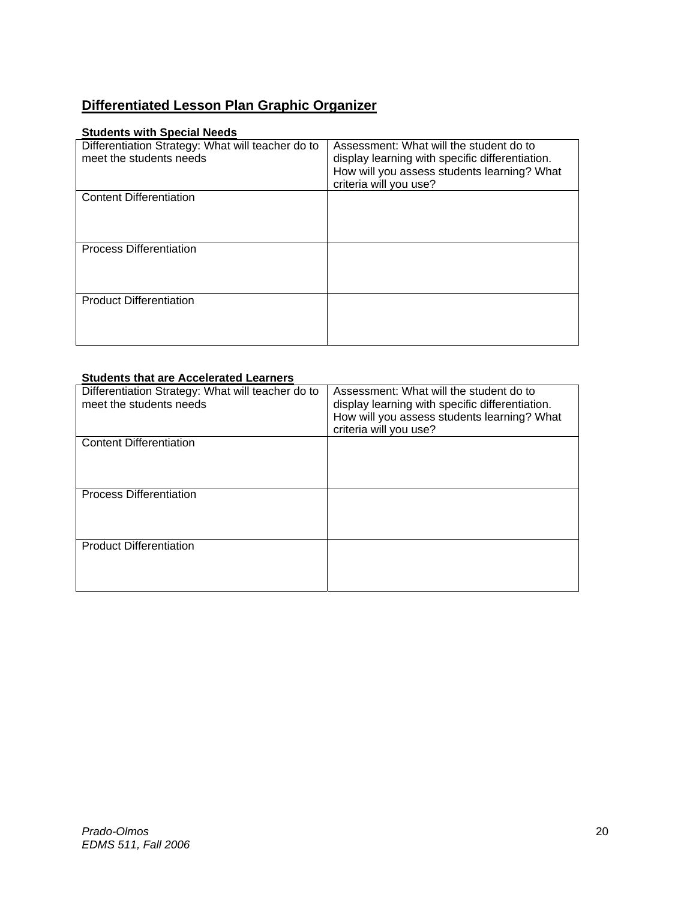## Differentiated Lesson Plan Graphic Organizer

**Students with Special Needs**

| Differentiation Strategy: What will teacher do to meet the students needs | Assessment: What will the student do to display learning with specific differentiation. How will you assess students learning? What criteria will you use? |
|---|---|
| Content Differentiation | |
| Process Differentiation | |
| Product Differentiation | |

**Students that are Accelerated Learners**

| Differentiation Strategy: What will teacher do to meet the students needs | Assessment: What will the student do to display learning with specific differentiation. How will you assess students learning? What criteria will you use? |
|---|---|
| Content Differentiation | |
| Process Differentiation | |
| Product Differentiation | |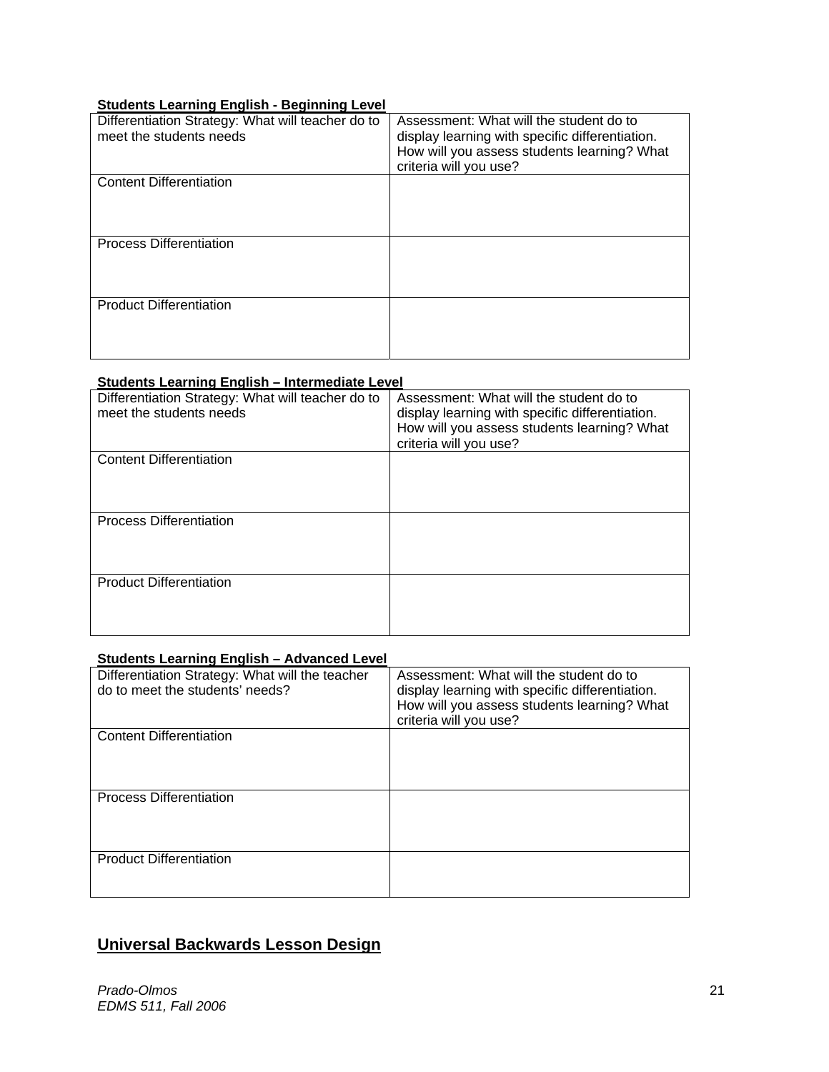**Students Learning English - Beginning Level**

| Differentiation Strategy: What will teacher do to meet the students needs | Assessment: What will the student do to display learning with specific differentiation. How will you assess students learning? What criteria will you use? |
|---|---|
| Content Differentiation | |
| Process Differentiation | |
| Product Differentiation | |

**Students Learning English – Intermediate Level**

| Differentiation Strategy: What will teacher do to meet the students needs | Assessment: What will the student do to display learning with specific differentiation. How will you assess students learning? What criteria will you use? |
|---|---|
| Content Differentiation | |
| Process Differentiation | |
| Product Differentiation | |

**Students Learning English – Advanced Level**

| Differentiation Strategy: What will the teacher do to meet the students' needs? | Assessment: What will the student do to display learning with specific differentiation. How will you assess students learning? What criteria will you use? |
|---|---|
| Content Differentiation | |
| Process Differentiation | |
| Product Differentiation | |

## Universal Backwards Lesson Design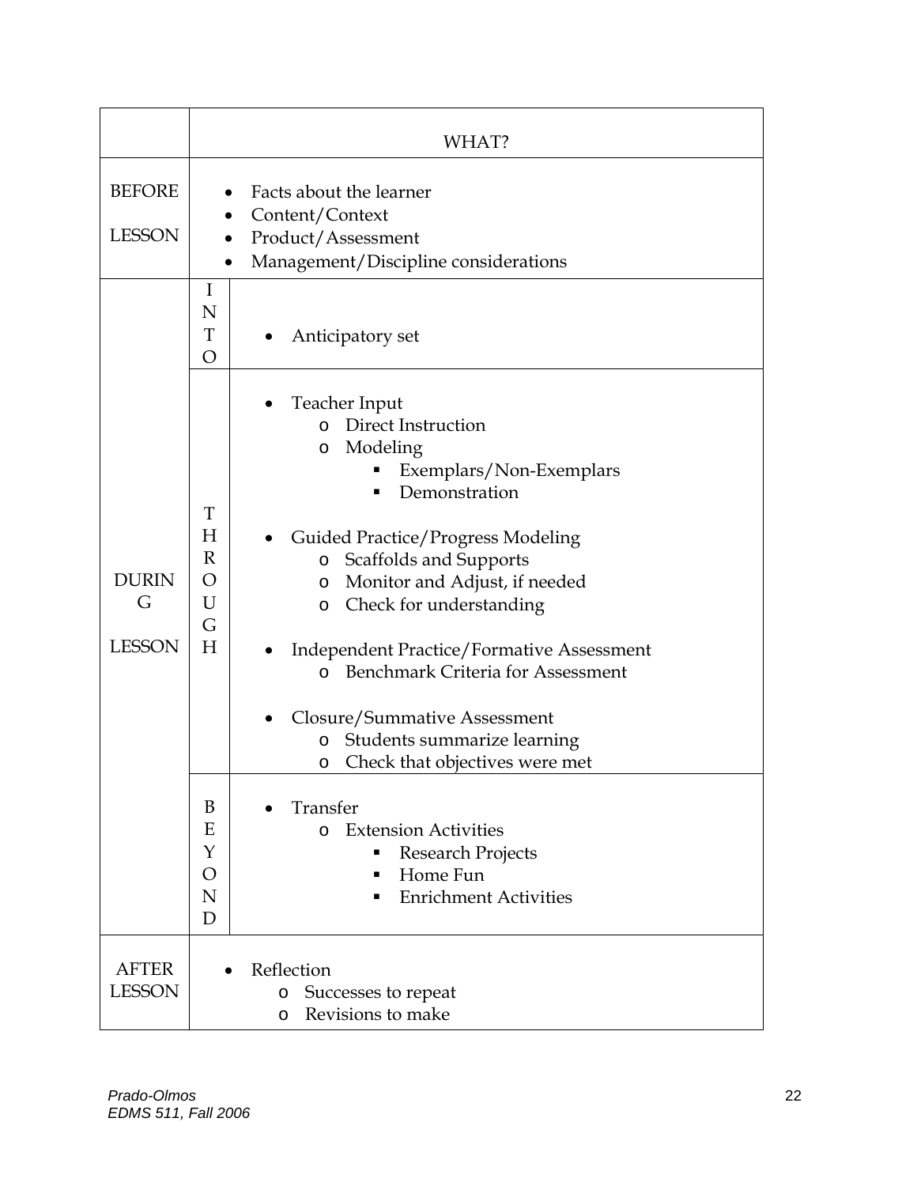| | | WHAT? |
|---|---|---|
| BEFORE LESSON | | • Facts about the learner<br>• Content/Context<br>• Product/Assessment<br>• Management/Discipline considerations |
| DURING LESSON | INTO | • Anticipatory set |
| | THROUGH | • Teacher Input<br>  o Direct Instruction<br>  o Modeling<br>    ▪ Exemplars/Non-Exemplars<br>    ▪ Demonstration<br>• Guided Practice/Progress Modeling<br>  o Scaffolds and Supports<br>  o Monitor and Adjust, if needed<br>  o Check for understanding<br>• Independent Practice/Formative Assessment<br>  o Benchmark Criteria for Assessment<br>• Closure/Summative Assessment<br>  o Students summarize learning<br>  o Check that objectives were met |
| | BEYOND | • Transfer<br>  o Extension Activities<br>    ▪ Research Projects<br>    ▪ Home Fun<br>    ▪ Enrichment Activities |
| AFTER LESSON | | • Reflection<br>  o Successes to repeat<br>  o Revisions to make |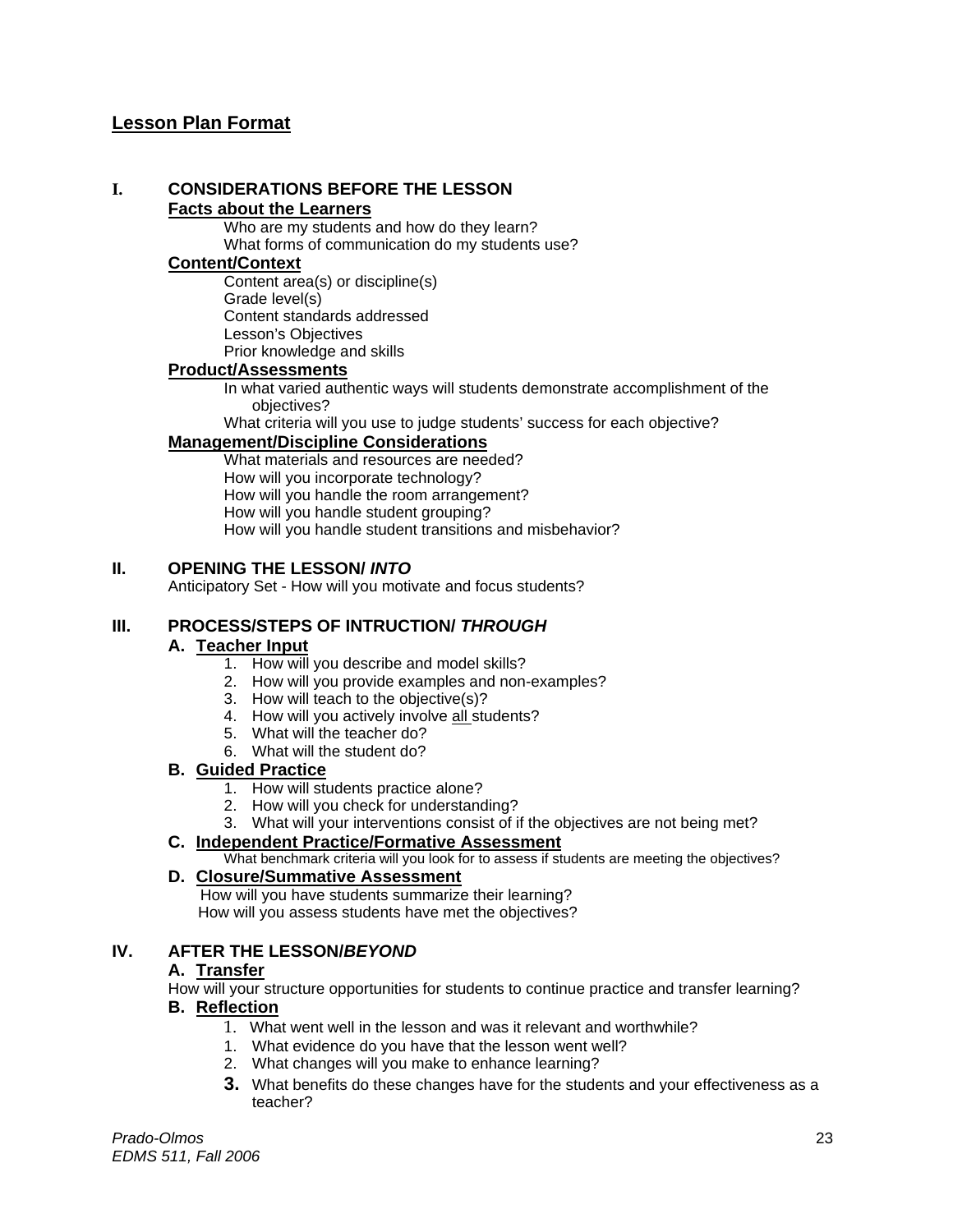## Lesson Plan Format

### I. CONSIDERATIONS BEFORE THE LESSON

**Facts about the Learners**

Who are my students and how do they learn?
What forms of communication do my students use?

**Content/Context**

Content area(s) or discipline(s)
Grade level(s)
Content standards addressed
Lesson's Objectives
Prior knowledge and skills

**Product/Assessments**

In what varied authentic ways will students demonstrate accomplishment of the objectives?
What criteria will you use to judge students' success for each objective?

**Management/Discipline Considerations**

What materials and resources are needed?
How will you incorporate technology?
How will you handle the room arrangement?
How will you handle student grouping?
How will you handle student transitions and misbehavior?

### II. OPENING THE LESSON/ *INTO*

Anticipatory Set - How will you motivate and focus students?

### III. PROCESS/STEPS OF INTRUCTION/ *THROUGH*

**A. Teacher Input**

1. How will you describe and model skills?
2. How will you provide examples and non-examples?
3. How will teach to the objective(s)?
4. How will you actively involve all students?
5. What will the teacher do?
6. What will the student do?

**B. Guided Practice**

1. How will students practice alone?
2. How will you check for understanding?
3. What will your interventions consist of if the objectives are not being met?

**C. Independent Practice/Formative Assessment**

What benchmark criteria will you look for to assess if students are meeting the objectives?

**D. Closure/Summative Assessment**

How will you have students summarize their learning?
How will you assess students have met the objectives?

### IV. AFTER THE LESSON/*BEYOND*

**A. Transfer**

How will your structure opportunities for students to continue practice and transfer learning?

**B. Reflection**

1. What went well in the lesson and was it relevant and worthwhile?
1. What evidence do you have that the lesson went well?
2. What changes will you make to enhance learning?
3. What benefits do these changes have for the students and your effectiveness as a teacher?